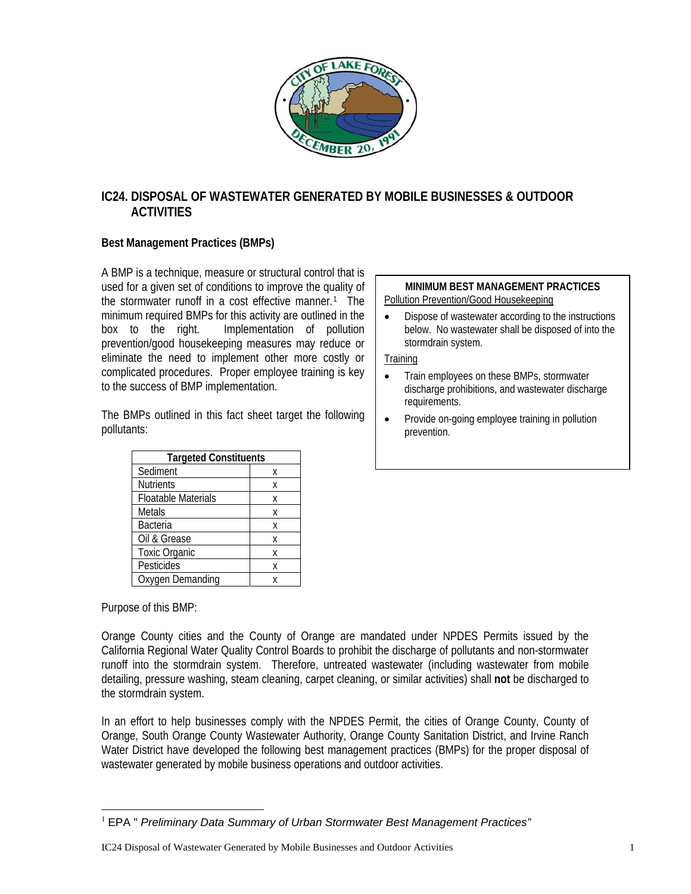## IC24. DISPOSAL OF WASTEWATER GENERATED BY MOBILE BUSINESSES & OUTDOOR ACTIVITIES

### Best Management Practices (BMPs)

A BMP is a technique, measure or structural control that is used for a given set of conditions to improve the quality of the stormwater runoff in a cost effective manner.[1] The minimum required BMPs for this activity are outlined in the box to the right. Implementation of pollution prevention/good housekeeping measures may reduce or eliminate the need to implement other more costly or complicated procedures. Proper employee training is key to the success of BMP implementation.

The BMPs outlined in this fact sheet target the following pollutants:

| Targeted Constituents | |
|---|---|
| Sediment | x |
| Nutrients | x |
| Floatable Materials | x |
| Metals | x |
| Bacteria | x |
| Oil & Grease | x |
| Toxic Organic | x |
| Pesticides | x |
| Oxygen Demanding | x |

**MINIMUM BEST MANAGEMENT PRACTICES**

Pollution Prevention/Good Housekeeping

- Dispose of wastewater according to the instructions below. No wastewater shall be disposed of into the stormdrain system.

Training

- Train employees on these BMPs, stormwater discharge prohibitions, and wastewater discharge requirements.
- Provide on-going employee training in pollution prevention.

Purpose of this BMP:

Orange County cities and the County of Orange are mandated under NPDES Permits issued by the California Regional Water Quality Control Boards to prohibit the discharge of pollutants and non-stormwater runoff into the stormdrain system. Therefore, untreated wastewater (including wastewater from mobile detailing, pressure washing, steam cleaning, carpet cleaning, or similar activities) shall **not** be discharged to the stormdrain system.

In an effort to help businesses comply with the NPDES Permit, the cities of Orange County, County of Orange, South Orange County Wastewater Authority, Orange County Sanitation District, and Irvine Ranch Water District have developed the following best management practices (BMPs) for the proper disposal of wastewater generated by mobile business operations and outdoor activities.

---

[1] EPA " *Preliminary Data Summary of Urban Stormwater Best Management Practices"*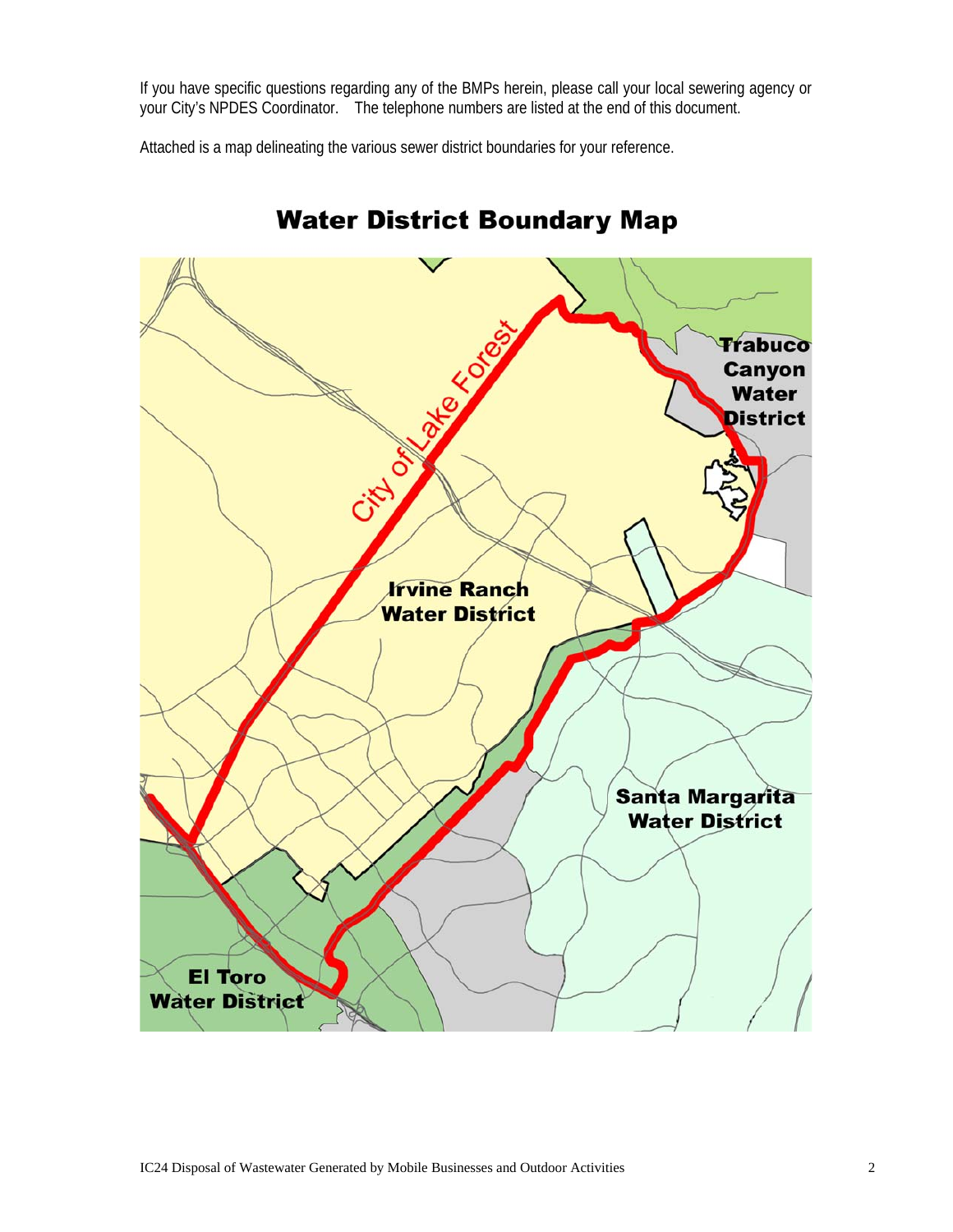If you have specific questions regarding any of the BMPs herein, please call your local sewering agency or your City's NPDES Coordinator. The telephone numbers are listed at the end of this document.

Attached is a map delineating the various sewer district boundaries for your reference.

## Water District Boundary Map

City of Lake Forest

Irvine Ranch Water District

Trabuco Canyon Water District

Santa Margarita Water District

El Toro Water District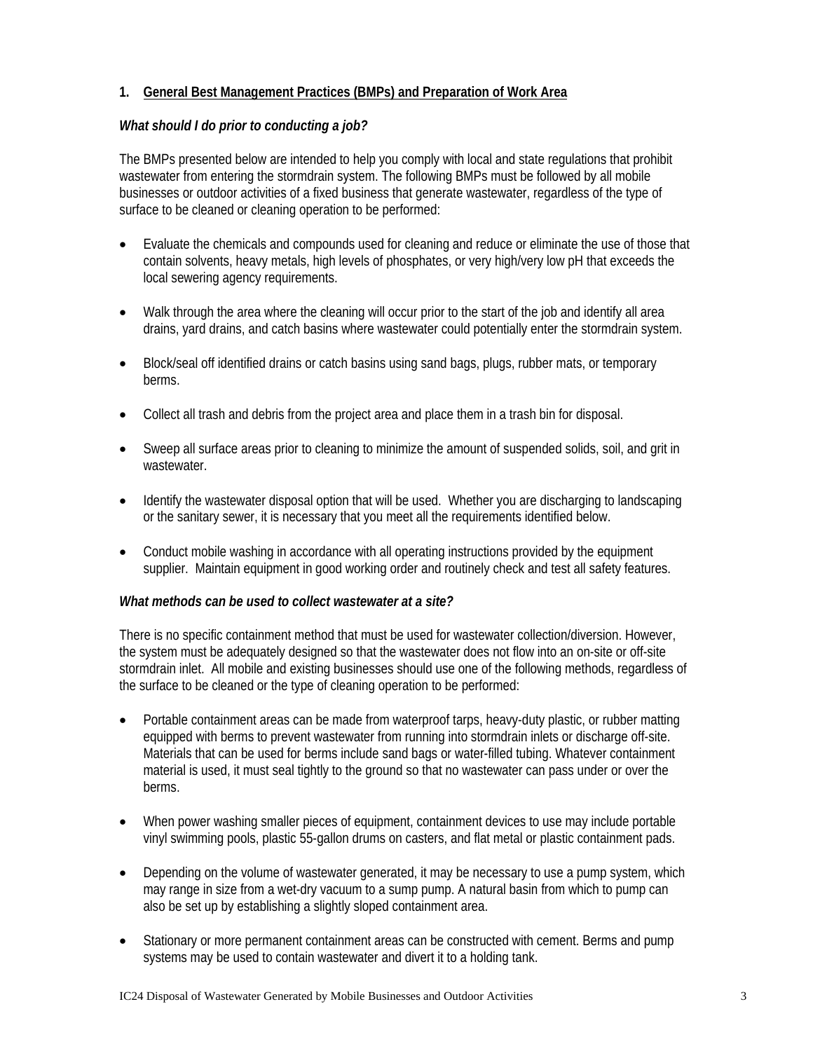## 1. General Best Management Practices (BMPs) and Preparation of Work Area

***What should I do prior to conducting a job?***

The BMPs presented below are intended to help you comply with local and state regulations that prohibit wastewater from entering the stormdrain system. The following BMPs must be followed by all mobile businesses or outdoor activities of a fixed business that generate wastewater, regardless of the type of surface to be cleaned or cleaning operation to be performed:

- Evaluate the chemicals and compounds used for cleaning and reduce or eliminate the use of those that contain solvents, heavy metals, high levels of phosphates, or very high/very low pH that exceeds the local sewering agency requirements.
- Walk through the area where the cleaning will occur prior to the start of the job and identify all area drains, yard drains, and catch basins where wastewater could potentially enter the stormdrain system.
- Block/seal off identified drains or catch basins using sand bags, plugs, rubber mats, or temporary berms.
- Collect all trash and debris from the project area and place them in a trash bin for disposal.
- Sweep all surface areas prior to cleaning to minimize the amount of suspended solids, soil, and grit in wastewater.
- Identify the wastewater disposal option that will be used. Whether you are discharging to landscaping or the sanitary sewer, it is necessary that you meet all the requirements identified below.
- Conduct mobile washing in accordance with all operating instructions provided by the equipment supplier. Maintain equipment in good working order and routinely check and test all safety features.

***What methods can be used to collect wastewater at a site?***

There is no specific containment method that must be used for wastewater collection/diversion. However, the system must be adequately designed so that the wastewater does not flow into an on-site or off-site stormdrain inlet. All mobile and existing businesses should use one of the following methods, regardless of the surface to be cleaned or the type of cleaning operation to be performed:

- Portable containment areas can be made from waterproof tarps, heavy-duty plastic, or rubber matting equipped with berms to prevent wastewater from running into stormdrain inlets or discharge off-site. Materials that can be used for berms include sand bags or water-filled tubing. Whatever containment material is used, it must seal tightly to the ground so that no wastewater can pass under or over the berms.
- When power washing smaller pieces of equipment, containment devices to use may include portable vinyl swimming pools, plastic 55-gallon drums on casters, and flat metal or plastic containment pads.
- Depending on the volume of wastewater generated, it may be necessary to use a pump system, which may range in size from a wet-dry vacuum to a sump pump. A natural basin from which to pump can also be set up by establishing a slightly sloped containment area.
- Stationary or more permanent containment areas can be constructed with cement. Berms and pump systems may be used to contain wastewater and divert it to a holding tank.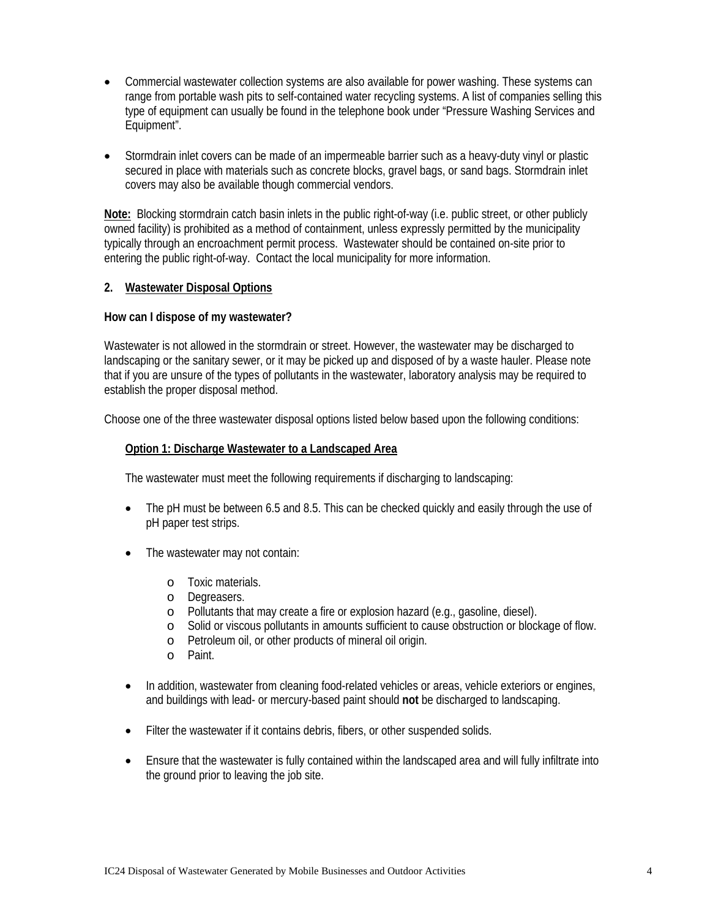- Commercial wastewater collection systems are also available for power washing. These systems can range from portable wash pits to self-contained water recycling systems. A list of companies selling this type of equipment can usually be found in the telephone book under "Pressure Washing Services and Equipment".

- Stormdrain inlet covers can be made of an impermeable barrier such as a heavy-duty vinyl or plastic secured in place with materials such as concrete blocks, gravel bags, or sand bags. Stormdrain inlet covers may also be available though commercial vendors.

**Note:** Blocking stormdrain catch basin inlets in the public right-of-way (i.e. public street, or other publicly owned facility) is prohibited as a method of containment, unless expressly permitted by the municipality typically through an encroachment permit process. Wastewater should be contained on-site prior to entering the public right-of-way. Contact the local municipality for more information.

## 2. Wastewater Disposal Options

**How can I dispose of my wastewater?**

Wastewater is not allowed in the stormdrain or street. However, the wastewater may be discharged to landscaping or the sanitary sewer, or it may be picked up and disposed of by a waste hauler. Please note that if you are unsure of the types of pollutants in the wastewater, laboratory analysis may be required to establish the proper disposal method.

Choose one of the three wastewater disposal options listed below based upon the following conditions:

### Option 1: Discharge Wastewater to a Landscaped Area

The wastewater must meet the following requirements if discharging to landscaping:

- The pH must be between 6.5 and 8.5. This can be checked quickly and easily through the use of pH paper test strips.

- The wastewater may not contain:
  - Toxic materials.
  - Degreasers.
  - Pollutants that may create a fire or explosion hazard (e.g., gasoline, diesel).
  - Solid or viscous pollutants in amounts sufficient to cause obstruction or blockage of flow.
  - Petroleum oil, or other products of mineral oil origin.
  - Paint.

- In addition, wastewater from cleaning food-related vehicles or areas, vehicle exteriors or engines, and buildings with lead- or mercury-based paint should **not** be discharged to landscaping.

- Filter the wastewater if it contains debris, fibers, or other suspended solids.

- Ensure that the wastewater is fully contained within the landscaped area and will fully infiltrate into the ground prior to leaving the job site.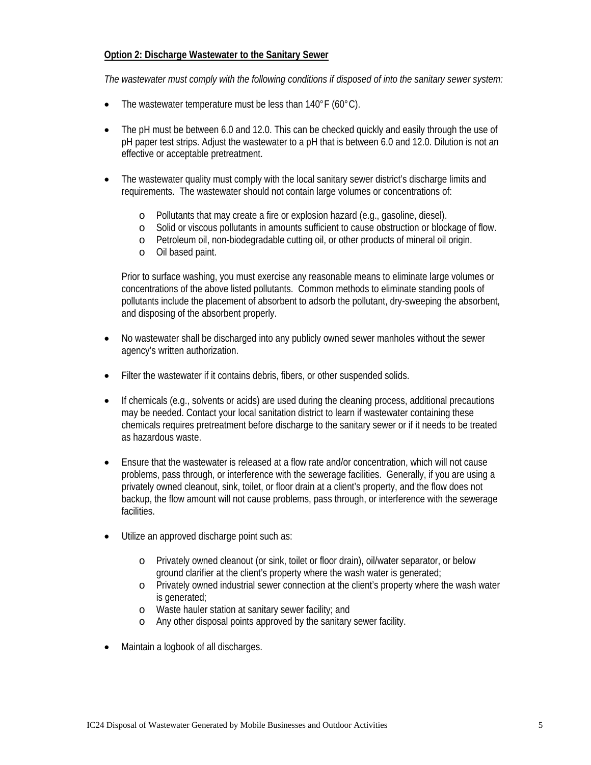**Option 2: Discharge Wastewater to the Sanitary Sewer**

*The wastewater must comply with the following conditions if disposed of into the sanitary sewer system:*

- The wastewater temperature must be less than 140°F (60°C).

- The pH must be between 6.0 and 12.0. This can be checked quickly and easily through the use of pH paper test strips. Adjust the wastewater to a pH that is between 6.0 and 12.0. Dilution is not an effective or acceptable pretreatment.

- The wastewater quality must comply with the local sanitary sewer district's discharge limits and requirements. The wastewater should not contain large volumes or concentrations of:

    - Pollutants that may create a fire or explosion hazard (e.g., gasoline, diesel).
    - Solid or viscous pollutants in amounts sufficient to cause obstruction or blockage of flow.
    - Petroleum oil, non-biodegradable cutting oil, or other products of mineral oil origin.
    - Oil based paint.

  Prior to surface washing, you must exercise any reasonable means to eliminate large volumes or concentrations of the above listed pollutants. Common methods to eliminate standing pools of pollutants include the placement of absorbent to adsorb the pollutant, dry-sweeping the absorbent, and disposing of the absorbent properly.

- No wastewater shall be discharged into any publicly owned sewer manholes without the sewer agency's written authorization.

- Filter the wastewater if it contains debris, fibers, or other suspended solids.

- If chemicals (e.g., solvents or acids) are used during the cleaning process, additional precautions may be needed. Contact your local sanitation district to learn if wastewater containing these chemicals requires pretreatment before discharge to the sanitary sewer or if it needs to be treated as hazardous waste.

- Ensure that the wastewater is released at a flow rate and/or concentration, which will not cause problems, pass through, or interference with the sewerage facilities. Generally, if you are using a privately owned cleanout, sink, toilet, or floor drain at a client's property, and the flow does not backup, the flow amount will not cause problems, pass through, or interference with the sewerage facilities.

- Utilize an approved discharge point such as:

    - Privately owned cleanout (or sink, toilet or floor drain), oil/water separator, or below ground clarifier at the client's property where the wash water is generated;
    - Privately owned industrial sewer connection at the client's property where the wash water is generated;
    - Waste hauler station at sanitary sewer facility; and
    - Any other disposal points approved by the sanitary sewer facility.

- Maintain a logbook of all discharges.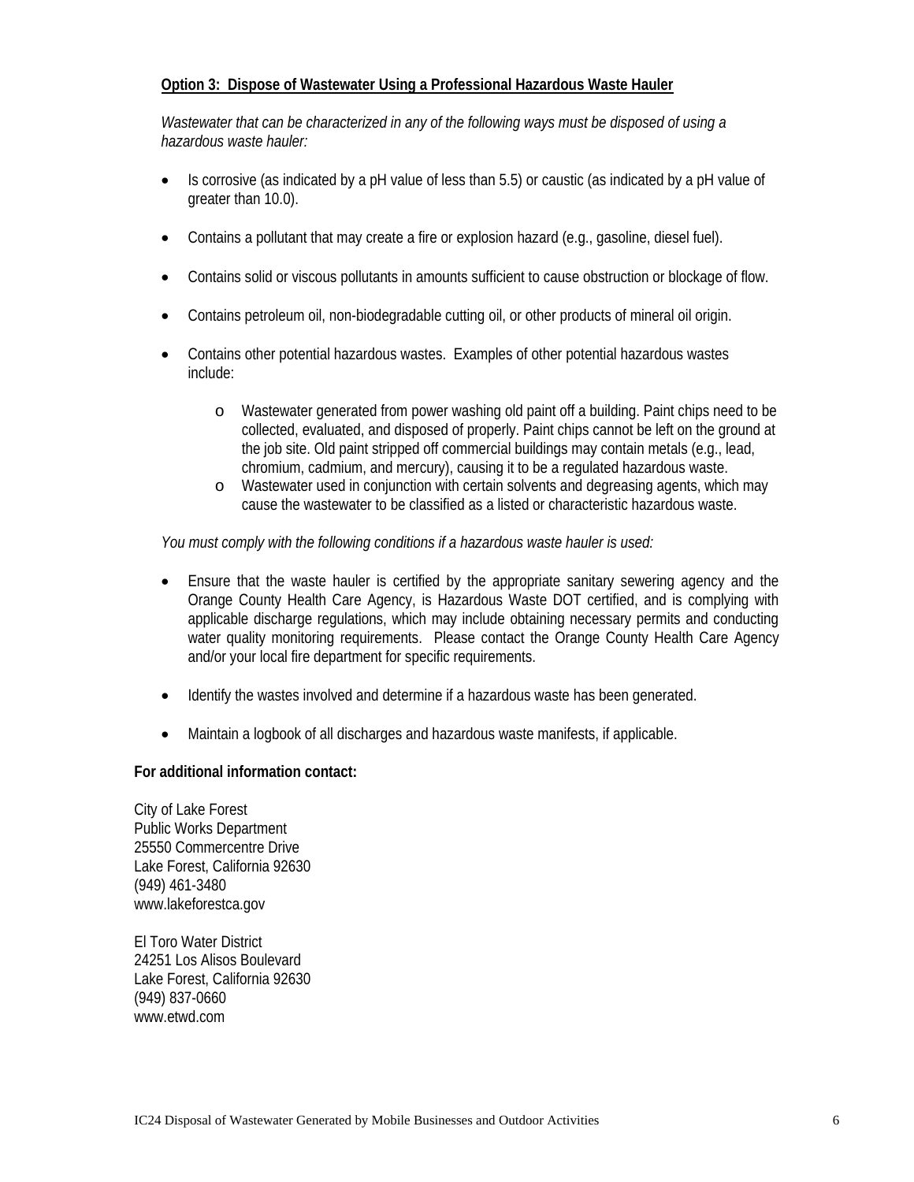**Option 3: Dispose of Wastewater Using a Professional Hazardous Waste Hauler**

*Wastewater that can be characterized in any of the following ways must be disposed of using a hazardous waste hauler:*

- Is corrosive (as indicated by a pH value of less than 5.5) or caustic (as indicated by a pH value of greater than 10.0).
- Contains a pollutant that may create a fire or explosion hazard (e.g., gasoline, diesel fuel).
- Contains solid or viscous pollutants in amounts sufficient to cause obstruction or blockage of flow.
- Contains petroleum oil, non-biodegradable cutting oil, or other products of mineral oil origin.
- Contains other potential hazardous wastes. Examples of other potential hazardous wastes include:
  - Wastewater generated from power washing old paint off a building. Paint chips need to be collected, evaluated, and disposed of properly. Paint chips cannot be left on the ground at the job site. Old paint stripped off commercial buildings may contain metals (e.g., lead, chromium, cadmium, and mercury), causing it to be a regulated hazardous waste.
  - Wastewater used in conjunction with certain solvents and degreasing agents, which may cause the wastewater to be classified as a listed or characteristic hazardous waste.

*You must comply with the following conditions if a hazardous waste hauler is used:*

- Ensure that the waste hauler is certified by the appropriate sanitary sewering agency and the Orange County Health Care Agency, is Hazardous Waste DOT certified, and is complying with applicable discharge regulations, which may include obtaining necessary permits and conducting water quality monitoring requirements. Please contact the Orange County Health Care Agency and/or your local fire department for specific requirements.
- Identify the wastes involved and determine if a hazardous waste has been generated.
- Maintain a logbook of all discharges and hazardous waste manifests, if applicable.

**For additional information contact:**

City of Lake Forest
Public Works Department
25550 Commercentre Drive
Lake Forest, California 92630
(949) 461-3480
www.lakeforestca.gov

El Toro Water District
24251 Los Alisos Boulevard
Lake Forest, California 92630
(949) 837-0660
www.etwd.com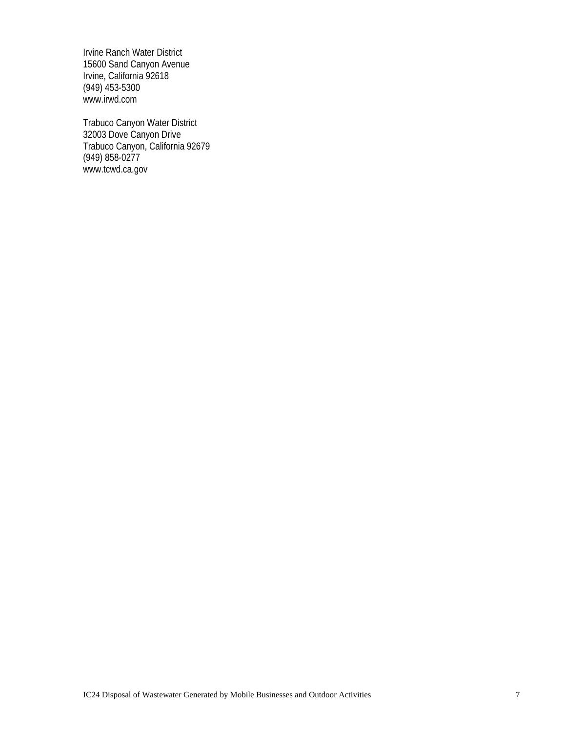Irvine Ranch Water District
15600 Sand Canyon Avenue
Irvine, California 92618
(949) 453-5300
www.irwd.com

Trabuco Canyon Water District
32003 Dove Canyon Drive
Trabuco Canyon, California 92679
(949) 858-0277
www.tcwd.ca.gov